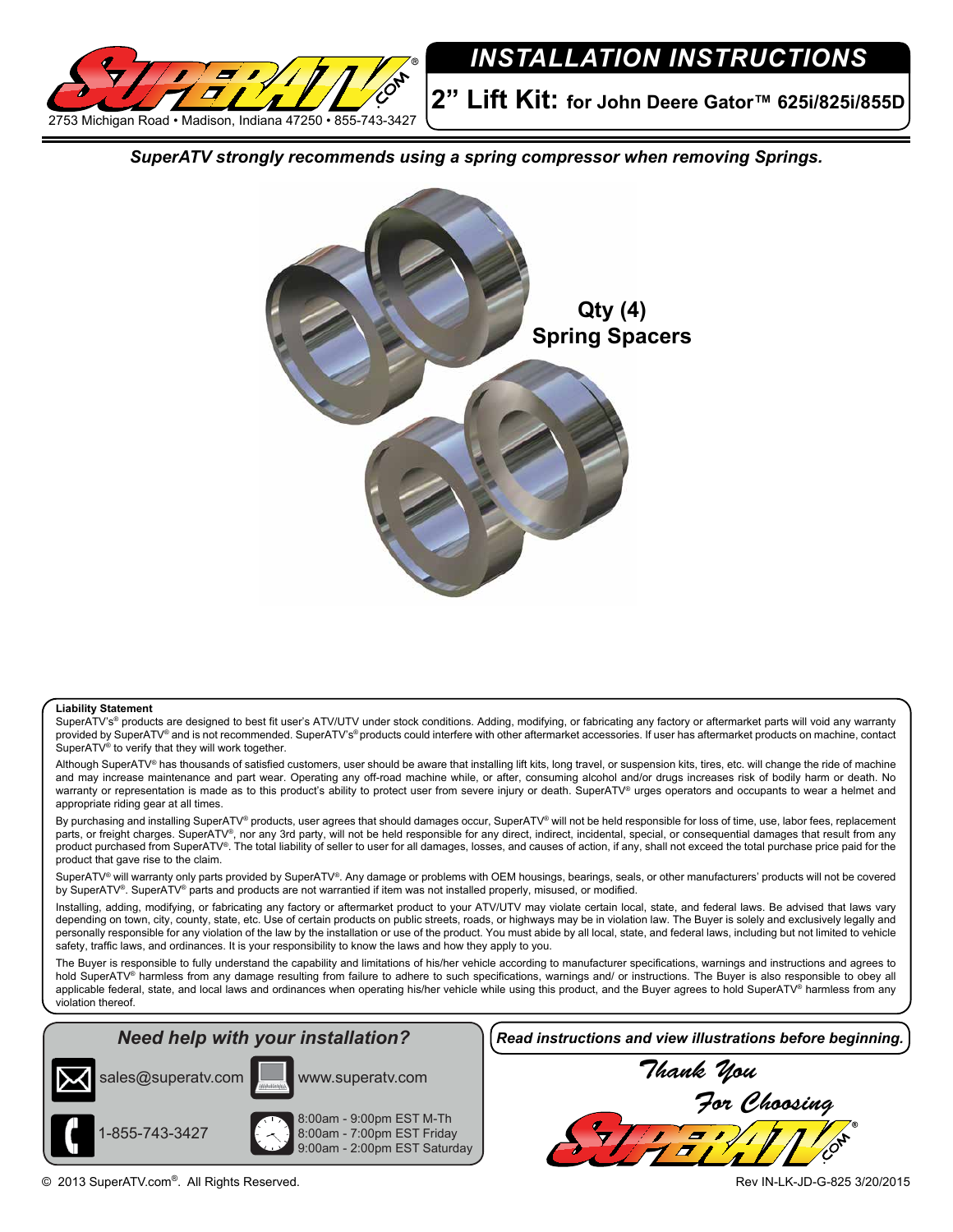2753 Michigan Road • Madison, Indiana 47250 • 855-743-3427

# INSTALLATION INSTRUCTIONS

## 2” Lift Kit: for John Deere Gator™ 625i/825i/855D

***SuperATV strongly recommends using a spring compressor when removing Springs.***

**Qty (4)**
**Spring Spacers**

**Liability Statement**

SuperATV’s® products are designed to best fit user’s ATV/UTV under stock conditions. Adding, modifying, or fabricating any factory or aftermarket parts will void any warranty provided by SuperATV® and is not recommended. SuperATV’s® products could interfere with other aftermarket accessories. If user has aftermarket products on machine, contact SuperATV® to verify that they will work together.

Although SuperATV® has thousands of satisfied customers, user should be aware that installing lift kits, long travel, or suspension kits, tires, etc. will change the ride of machine and may increase maintenance and part wear. Operating any off-road machine while, or after, consuming alcohol and/or drugs increases risk of bodily harm or death. No warranty or representation is made as to this product’s ability to protect user from severe injury or death. SuperATV® urges operators and occupants to wear a helmet and appropriate riding gear at all times.

By purchasing and installing SuperATV® products, user agrees that should damages occur, SuperATV® will not be held responsible for loss of time, use, labor fees, replacement parts, or freight charges. SuperATV®, nor any 3rd party, will not be held responsible for any direct, indirect, incidental, special, or consequential damages that result from any product purchased from SuperATV®. The total liability of seller to user for all damages, losses, and causes of action, if any, shall not exceed the total purchase price paid for the product that gave rise to the claim.

SuperATV® will warranty only parts provided by SuperATV®. Any damage or problems with OEM housings, bearings, seals, or other manufacturers’ products will not be covered by SuperATV®. SuperATV® parts and products are not warrantied if item was not installed properly, misused, or modified.

Installing, adding, modifying, or fabricating any factory or aftermarket product to your ATV/UTV may violate certain local, state, and federal laws. Be advised that laws vary depending on town, city, county, state, etc. Use of certain products on public streets, roads, or highways may be in violation law. The Buyer is solely and exclusively legally and personally responsible for any violation of the law by the installation or use of the product. You must abide by all local, state, and federal laws, including but not limited to vehicle safety, traffic laws, and ordinances. It is your responsibility to know the laws and how they apply to you.

The Buyer is responsible to fully understand the capability and limitations of his/her vehicle according to manufacturer specifications, warnings and instructions and agrees to hold SuperATV® harmless from any damage resulting from failure to adhere to such specifications, warnings and/ or instructions. The Buyer is also responsible to obey all applicable federal, state, and local laws and ordinances when operating his/her vehicle while using this product, and the Buyer agrees to hold SuperATV® harmless from any violation thereof.

***Need help with your installation?***

sales@superatv.com

www.superatv.com

1-855-743-3427

8:00am - 9:00pm EST M-Th
8:00am - 7:00pm EST Friday
9:00am - 2:00pm EST Saturday

***Read instructions and view illustrations before beginning.***

*Thank You For Choosing*

© 2013 SuperATV.com®. All Rights Reserved.

Rev IN-LK-JD-G-825 3/20/2015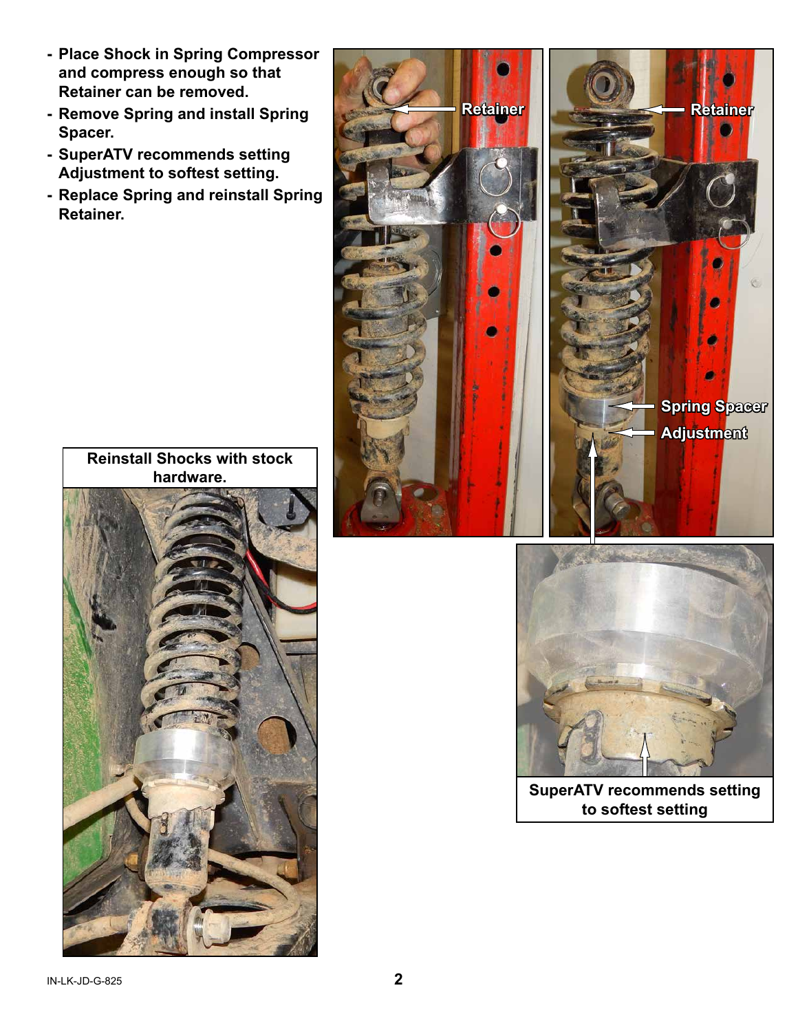- Place Shock in Spring Compressor and compress enough so that Retainer can be removed.
- Remove Spring and install Spring Spacer.
- SuperATV recommends setting Adjustment to softest setting.
- Replace Spring and reinstall Spring Retainer.

Retainer

Retainer

Spring Spacer

Adjustment

**Reinstall Shocks with stock hardware.**

**SuperATV recommends setting to softest setting**

IN-LK-JD-G-825